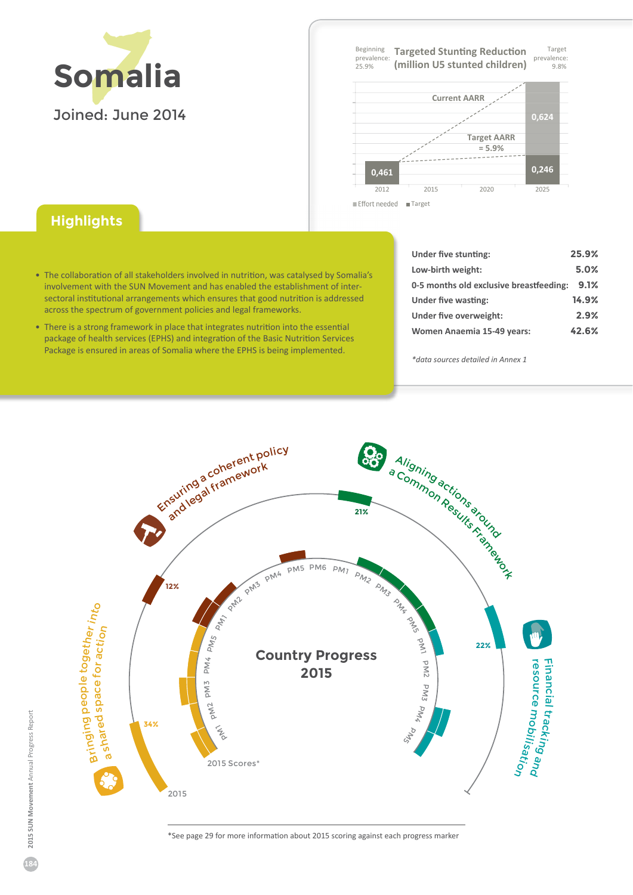# Somalia

Joined: June 2014

**Targeted Stunting Reduction (million U5 stunted children)**

Beginning prevalence: 25.9%

Target prevalence: 9.8%

| | 2012 | 2015 | 2020 | 2025 |
|---|---|---|---|---|
| Effort needed | 0,461 | | | 0,624 |
| Target | | | | 0,246 |

Current AARR

Target AARR = 5.9%

## Highlights

- The collaboration of all stakeholders involved in nutrition, was catalysed by Somalia's involvement with the SUN Movement and has enabled the establishment of inter-sectoral institutional arrangements which ensures that good nutrition is addressed across the spectrum of government policies and legal frameworks.
- There is a strong framework in place that integrates nutrition into the essential package of health services (EPHS) and integration of the Basic Nutrition Services Package is ensured in areas of Somalia where the EPHS is being implemented.

| | |
|---|---|
| **Under five stunting:** | **25.9%** |
| **Low-birth weight:** | **5.0%** |
| **0-5 months old exclusive breastfeeding:** | **9.1%** |
| **Under five wasting:** | **14.9%** |
| **Under five overweight:** | **2.9%** |
| **Women Anaemia 15-49 years:** | **42.6%** |

*\*data sources detailed in Annex 1*

**Country Progress 2015**

| Process | 2015 |
|---|---|
| Bringing people together into a shared space for action | 34% |
| Ensuring a coherent policy and legal framework | 12% |
| Aligning actions around a Common Results Framework | 21% |
| Financial tracking and resource mobilisation | 22% |

2015 Scores*

\*See page 29 for more information about 2015 scoring against each progress marker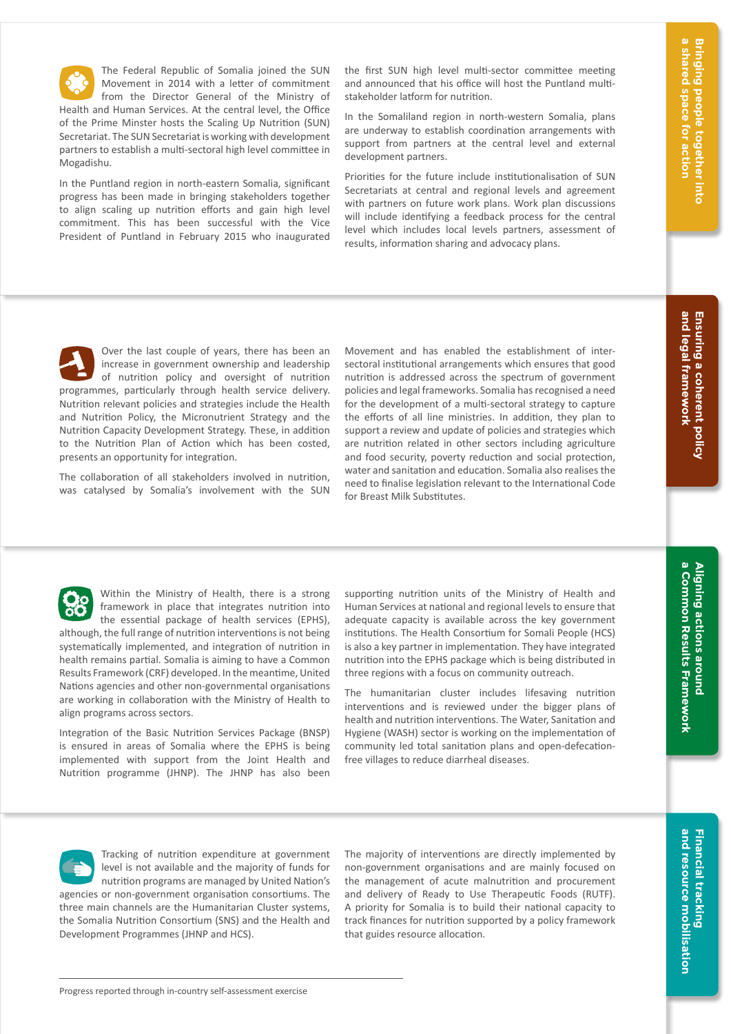## Bringing people together into a shared space for action

The Federal Republic of Somalia joined the SUN Movement in 2014 with a letter of commitment from the Director General of the Ministry of Health and Human Services. At the central level, the Office of the Prime Minster hosts the Scaling Up Nutrition (SUN) Secretariat. The SUN Secretariat is working with development partners to establish a multi-sectoral high level committee in Mogadishu.

In the Puntland region in north-eastern Somalia, significant progress has been made in bringing stakeholders together to align scaling up nutrition efforts and gain high level commitment. This has been successful with the Vice President of Puntland in February 2015 who inaugurated the first SUN high level multi-sector committee meeting and announced that his office will host the Puntland multi-stakeholder latform for nutrition.

In the Somaliland region in north-western Somalia, plans are underway to establish coordination arrangements with support from partners at the central level and external development partners.

Priorities for the future include institutionalisation of SUN Secretariats at central and regional levels and agreement with partners on future work plans. Work plan discussions will include identifying a feedback process for the central level which includes local levels partners, assessment of results, information sharing and advocacy plans.

## Ensuring a coherent policy and legal framework

Over the last couple of years, there has been an increase in government ownership and leadership of nutrition policy and oversight of nutrition programmes, particularly through health service delivery. Nutrition relevant policies and strategies include the Health and Nutrition Policy, the Micronutrient Strategy and the Nutrition Capacity Development Strategy. These, in addition to the Nutrition Plan of Action which has been costed, presents an opportunity for integration.

The collaboration of all stakeholders involved in nutrition, was catalysed by Somalia's involvement with the SUN Movement and has enabled the establishment of inter-sectoral institutional arrangements which ensures that good nutrition is addressed across the spectrum of government policies and legal frameworks. Somalia has recognised a need for the development of a multi-sectoral strategy to capture the efforts of all line ministries. In addition, they plan to support a review and update of policies and strategies which are nutrition related in other sectors including agriculture and food security, poverty reduction and social protection, water and sanitation and education. Somalia also realises the need to finalise legislation relevant to the International Code for Breast Milk Substitutes.

## Aligning actions around a Common Results Framework

Within the Ministry of Health, there is a strong framework in place that integrates nutrition into the essential package of health services (EPHS), although, the full range of nutrition interventions is not being systematically implemented, and integration of nutrition in health remains partial. Somalia is aiming to have a Common Results Framework (CRF) developed. In the meantime, United Nations agencies and other non-governmental organisations are working in collaboration with the Ministry of Health to align programs across sectors.

Integration of the Basic Nutrition Services Package (BNSP) is ensured in areas of Somalia where the EPHS is being implemented with support from the Joint Health and Nutrition programme (JHNP). The JHNP has also been supporting nutrition units of the Ministry of Health and Human Services at national and regional levels to ensure that adequate capacity is available across the key government institutions. The Health Consortium for Somali People (HCS) is also a key partner in implementation. They have integrated nutrition into the EPHS package which is being distributed in three regions with a focus on community outreach.

The humanitarian cluster includes lifesaving nutrition interventions and is reviewed under the bigger plans of health and nutrition interventions. The Water, Sanitation and Hygiene (WASH) sector is working on the implementation of community led total sanitation plans and open-defecation-free villages to reduce diarrheal diseases.

## Financial tracking and resource mobilisation

Tracking of nutrition expenditure at government level is not available and the majority of funds for nutrition programs are managed by United Nation's agencies or non-government organisation consortiums. The three main channels are the Humanitarian Cluster systems, the Somalia Nutrition Consortium (SNS) and the Health and Development Programmes (JHNP and HCS).

The majority of interventions are directly implemented by non-government organisations and are mainly focused on the management of acute malnutrition and procurement and delivery of Ready to Use Therapeutic Foods (RUTF). A priority for Somalia is to build their national capacity to track finances for nutrition supported by a policy framework that guides resource allocation.

---

Progress reported through in-country self-assessment exercise